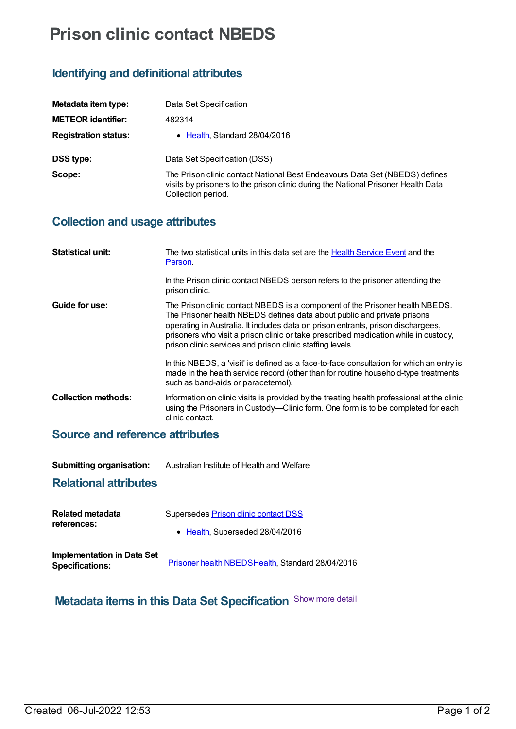# Prison clinic contact NBEDS

## Identifying and definitional attributes

| | |
|---|---|
| **Metadata item type:** | Data Set Specification |
| **METEOR identifier:** | 482314 |
| **Registration status:** | • Health, Standard 28/04/2016 |
| **DSS type:** | Data Set Specification (DSS) |
| **Scope:** | The Prison clinic contact National Best Endeavours Data Set (NBEDS) defines visits by prisoners to the prison clinic during the National Prisoner Health Data Collection period. |

## Collection and usage attributes

| | |
|---|---|
| **Statistical unit:** | The two statistical units in this data set are the Health Service Event and the Person.<br><br>In the Prison clinic contact NBEDS person refers to the prisoner attending the prison clinic. |
| **Guide for use:** | The Prison clinic contact NBEDS is a component of the Prisoner health NBEDS. The Prisoner health NBEDS defines data about public and private prisons operating in Australia. It includes data on prison entrants, prison dischargees, prisoners who visit a prison clinic or take prescribed medication while in custody, prison clinic services and prison clinic staffing levels.<br><br>In this NBEDS, a 'visit' is defined as a face-to-face consultation for which an entry is made in the health service record (other than for routine household-type treatments such as band-aids or paracetemol). |
| **Collection methods:** | Information on clinic visits is provided by the treating health professional at the clinic using the Prisoners in Custody—Clinic form. One form is to be completed for each clinic contact. |

## Source and reference attributes

| | |
|---|---|
| **Submitting organisation:** | Australian Institute of Health and Welfare |

## Relational attributes

| | |
|---|---|
| **Related metadata references:** | Supersedes Prison clinic contact DSS<br><br>• Health, Superseded 28/04/2016 |
| **Implementation in Data Set Specifications:** | Prisoner health NBEDSHealth, Standard 28/04/2016 |

## Metadata items in this Data Set Specification

Show more detail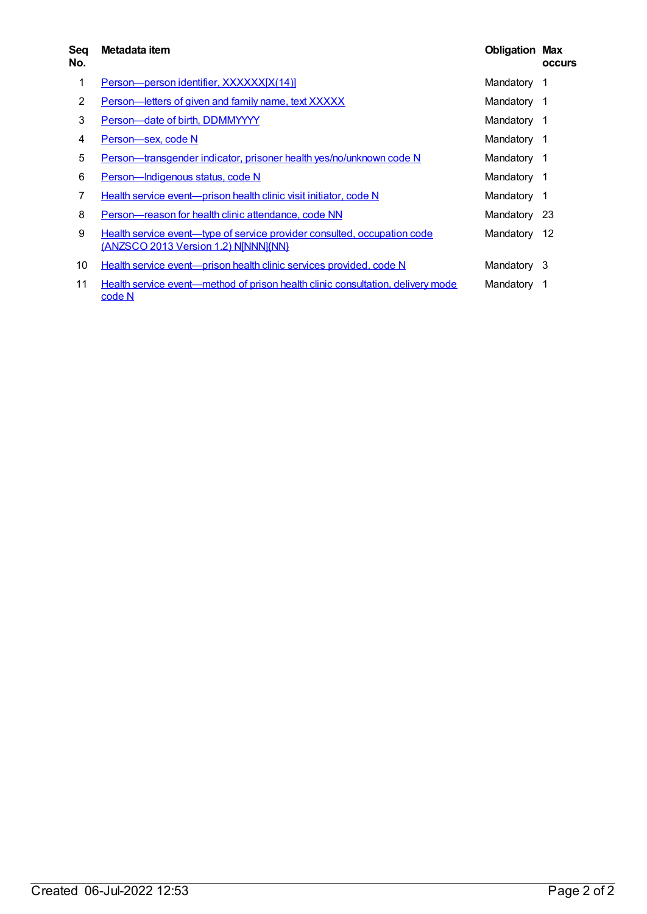| Seq No. | Metadata item | Obligation | Max occurs |
|---|---|---|---|
| 1 | Person—person identifier, XXXXXX[X(14)] | Mandatory | 1 |
| 2 | Person—letters of given and family name, text XXXXX | Mandatory | 1 |
| 3 | Person—date of birth, DDMMYYYY | Mandatory | 1 |
| 4 | Person—sex, code N | Mandatory | 1 |
| 5 | Person—transgender indicator, prisoner health yes/no/unknown code N | Mandatory | 1 |
| 6 | Person—Indigenous status, code N | Mandatory | 1 |
| 7 | Health service event—prison health clinic visit initiator, code N | Mandatory | 1 |
| 8 | Person—reason for health clinic attendance, code NN | Mandatory | 23 |
| 9 | Health service event—type of service provider consulted, occupation code (ANZSCO 2013 Version 1.2) N[NNN]{NN} | Mandatory | 12 |
| 10 | Health service event—prison health clinic services provided, code N | Mandatory | 3 |
| 11 | Health service event—method of prison health clinic consultation, delivery mode code N | Mandatory | 1 |

Created 06-Jul-2022 12:53